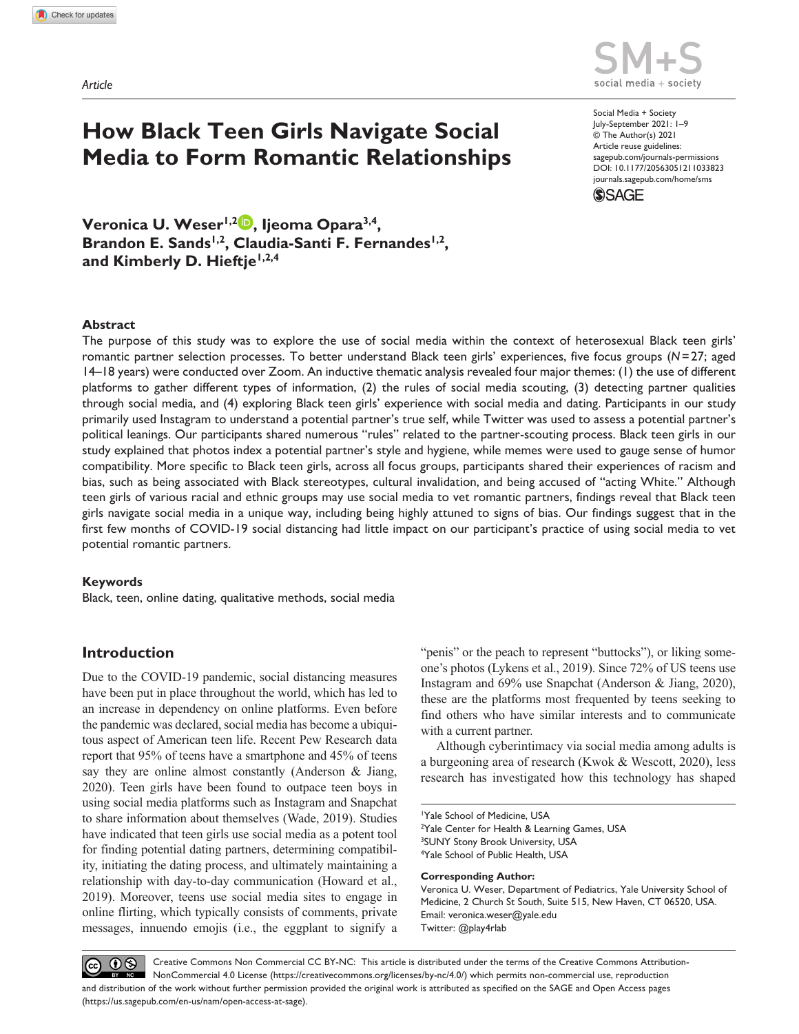Article

# How Black Teen Girls Navigate Social Media to Form Romantic Relationships

Social Media + Society
July-September 2021: 1–9
© The Author(s) 2021
Article reuse guidelines:
sagepub.com/journals-permissions
DOI: 10.1177/20563051211033823
journals.sagepub.com/home/sms

**Veronica U. Weser[1,2], Ijeoma Opara[3,4], Brandon E. Sands[1,2], Claudia-Santi F. Fernandes[1,2], and Kimberly D. Hieftje[1,2,4]**

### Abstract

The purpose of this study was to explore the use of social media within the context of heterosexual Black teen girls' romantic partner selection processes. To better understand Black teen girls' experiences, five focus groups ($N=27$; aged 14–18 years) were conducted over Zoom. An inductive thematic analysis revealed four major themes: (1) the use of different platforms to gather different types of information, (2) the rules of social media scouting, (3) detecting partner qualities through social media, and (4) exploring Black teen girls' experience with social media and dating. Participants in our study primarily used Instagram to understand a potential partner's true self, while Twitter was used to assess a potential partner's political leanings. Our participants shared numerous "rules" related to the partner-scouting process. Black teen girls in our study explained that photos index a potential partner's style and hygiene, while memes were used to gauge sense of humor compatibility. More specific to Black teen girls, across all focus groups, participants shared their experiences of racism and bias, such as being associated with Black stereotypes, cultural invalidation, and being accused of "acting White." Although teen girls of various racial and ethnic groups may use social media to vet romantic partners, findings reveal that Black teen girls navigate social media in a unique way, including being highly attuned to signs of bias. Our findings suggest that in the first few months of COVID-19 social distancing had little impact on our participant's practice of using social media to vet potential romantic partners.

### Keywords

Black, teen, online dating, qualitative methods, social media

## Introduction

Due to the COVID-19 pandemic, social distancing measures have been put in place throughout the world, which has led to an increase in dependency on online platforms. Even before the pandemic was declared, social media has become a ubiquitous aspect of American teen life. Recent Pew Research data report that 95% of teens have a smartphone and 45% of teens say they are online almost constantly (Anderson & Jiang, 2020). Teen girls have been found to outpace teen boys in using social media platforms such as Instagram and Snapchat to share information about themselves (Wade, 2019). Studies have indicated that teen girls use social media as a potent tool for finding potential dating partners, determining compatibility, initiating the dating process, and ultimately maintaining a relationship with day-to-day communication (Howard et al., 2019). Moreover, teens use social media sites to engage in online flirting, which typically consists of comments, private messages, innuendo emojis (i.e., the eggplant to signify a "penis" or the peach to represent "buttocks"), or liking someone's photos (Lykens et al., 2019). Since 72% of US teens use Instagram and 69% use Snapchat (Anderson & Jiang, 2020), these are the platforms most frequented by teens seeking to find others who have similar interests and to communicate with a current partner.

Although cyberintimacy via social media among adults is a burgeoning area of research (Kwok & Wescott, 2020), less research has investigated how this technology has shaped

[1]Yale School of Medicine, USA
[2]Yale Center for Health & Learning Games, USA
[3]SUNY Stony Brook University, USA
[4]Yale School of Public Health, USA

**Corresponding Author:**
Veronica U. Weser, Department of Pediatrics, Yale University School of Medicine, 2 Church St South, Suite 515, New Haven, CT 06520, USA.
Email: veronica.weser@yale.edu
Twitter: @play4rlab

Creative Commons Non Commercial CC BY-NC: This article is distributed under the terms of the Creative Commons Attribution-NonCommercial 4.0 License (https://creativecommons.org/licenses/by-nc/4.0/) which permits non-commercial use, reproduction and distribution of the work without further permission provided the original work is attributed as specified on the SAGE and Open Access pages (https://us.sagepub.com/en-us/nam/open-access-at-sage).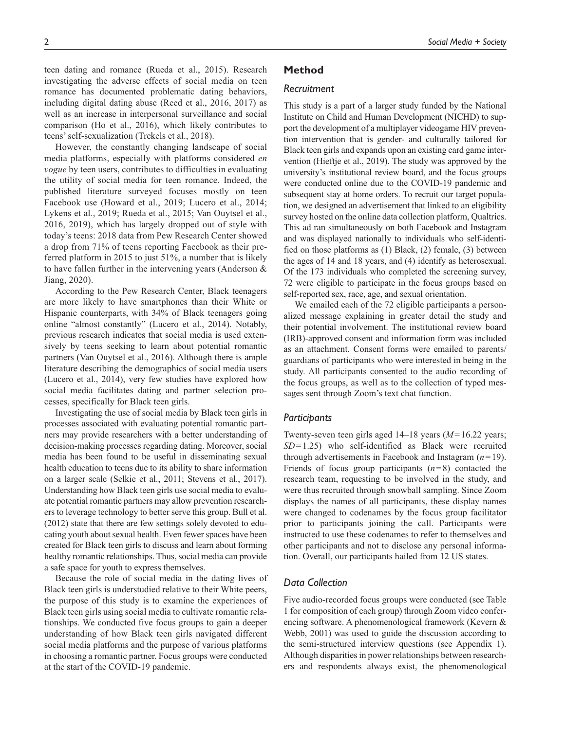teen dating and romance (Rueda et al., 2015). Research investigating the adverse effects of social media on teen romance has documented problematic dating behaviors, including digital dating abuse (Reed et al., 2016, 2017) as well as an increase in interpersonal surveillance and social comparison (Ho et al., 2016), which likely contributes to teens' self-sexualization (Trekels et al., 2018).

However, the constantly changing landscape of social media platforms, especially with platforms considered *en vogue* by teen users, contributes to difficulties in evaluating the utility of social media for teen romance. Indeed, the published literature surveyed focuses mostly on teen Facebook use (Howard et al., 2019; Lucero et al., 2014; Lykens et al., 2019; Rueda et al., 2015; Van Ouytsel et al., 2016, 2019), which has largely dropped out of style with today's teens: 2018 data from Pew Research Center showed a drop from 71% of teens reporting Facebook as their preferred platform in 2015 to just 51%, a number that is likely to have fallen further in the intervening years (Anderson & Jiang, 2020).

According to the Pew Research Center, Black teenagers are more likely to have smartphones than their White or Hispanic counterparts, with 34% of Black teenagers going online "almost constantly" (Lucero et al., 2014). Notably, previous research indicates that social media is used extensively by teens seeking to learn about potential romantic partners (Van Ouytsel et al., 2016). Although there is ample literature describing the demographics of social media users (Lucero et al., 2014), very few studies have explored how social media facilitates dating and partner selection processes, specifically for Black teen girls.

Investigating the use of social media by Black teen girls in processes associated with evaluating potential romantic partners may provide researchers with a better understanding of decision-making processes regarding dating. Moreover, social media has been found to be useful in disseminating sexual health education to teens due to its ability to share information on a larger scale (Selkie et al., 2011; Stevens et al., 2017). Understanding how Black teen girls use social media to evaluate potential romantic partners may allow prevention researchers to leverage technology to better serve this group. Bull et al. (2012) state that there are few settings solely devoted to educating youth about sexual health. Even fewer spaces have been created for Black teen girls to discuss and learn about forming healthy romantic relationships. Thus, social media can provide a safe space for youth to express themselves.

Because the role of social media in the dating lives of Black teen girls is understudied relative to their White peers, the purpose of this study is to examine the experiences of Black teen girls using social media to cultivate romantic relationships. We conducted five focus groups to gain a deeper understanding of how Black teen girls navigated different social media platforms and the purpose of various platforms in choosing a romantic partner. Focus groups were conducted at the start of the COVID-19 pandemic.

## Method

### Recruitment

This study is a part of a larger study funded by the National Institute on Child and Human Development (NICHD) to support the development of a multiplayer videogame HIV prevention intervention that is gender- and culturally tailored for Black teen girls and expands upon an existing card game intervention (Hieftje et al., 2019). The study was approved by the university's institutional review board, and the focus groups were conducted online due to the COVID-19 pandemic and subsequent stay at home orders. To recruit our target population, we designed an advertisement that linked to an eligibility survey hosted on the online data collection platform, Qualtrics. This ad ran simultaneously on both Facebook and Instagram and was displayed nationally to individuals who self-identified on those platforms as (1) Black, (2) female, (3) between the ages of 14 and 18 years, and (4) identify as heterosexual. Of the 173 individuals who completed the screening survey, 72 were eligible to participate in the focus groups based on self-reported sex, race, age, and sexual orientation.

We emailed each of the 72 eligible participants a personalized message explaining in greater detail the study and their potential involvement. The institutional review board (IRB)-approved consent and information form was included as an attachment. Consent forms were emailed to parents/guardians of participants who were interested in being in the study. All participants consented to the audio recording of the focus groups, as well as to the collection of typed messages sent through Zoom's text chat function.

### Participants

Twenty-seven teen girls aged 14–18 years ($M$ = 16.22 years; $SD$ = 1.25) who self-identified as Black were recruited through advertisements in Facebook and Instagram ($n$ = 19). Friends of focus group participants ($n$ = 8) contacted the research team, requesting to be involved in the study, and were thus recruited through snowball sampling. Since Zoom displays the names of all participants, these display names were changed to codenames by the focus group facilitator prior to participants joining the call. Participants were instructed to use these codenames to refer to themselves and other participants and not to disclose any personal information. Overall, our participants hailed from 12 US states.

### Data Collection

Five audio-recorded focus groups were conducted (see Table 1 for composition of each group) through Zoom video conferencing software. A phenomenological framework (Kevern & Webb, 2001) was used to guide the discussion according to the semi-structured interview questions (see Appendix 1). Although disparities in power relationships between researchers and respondents always exist, the phenomenological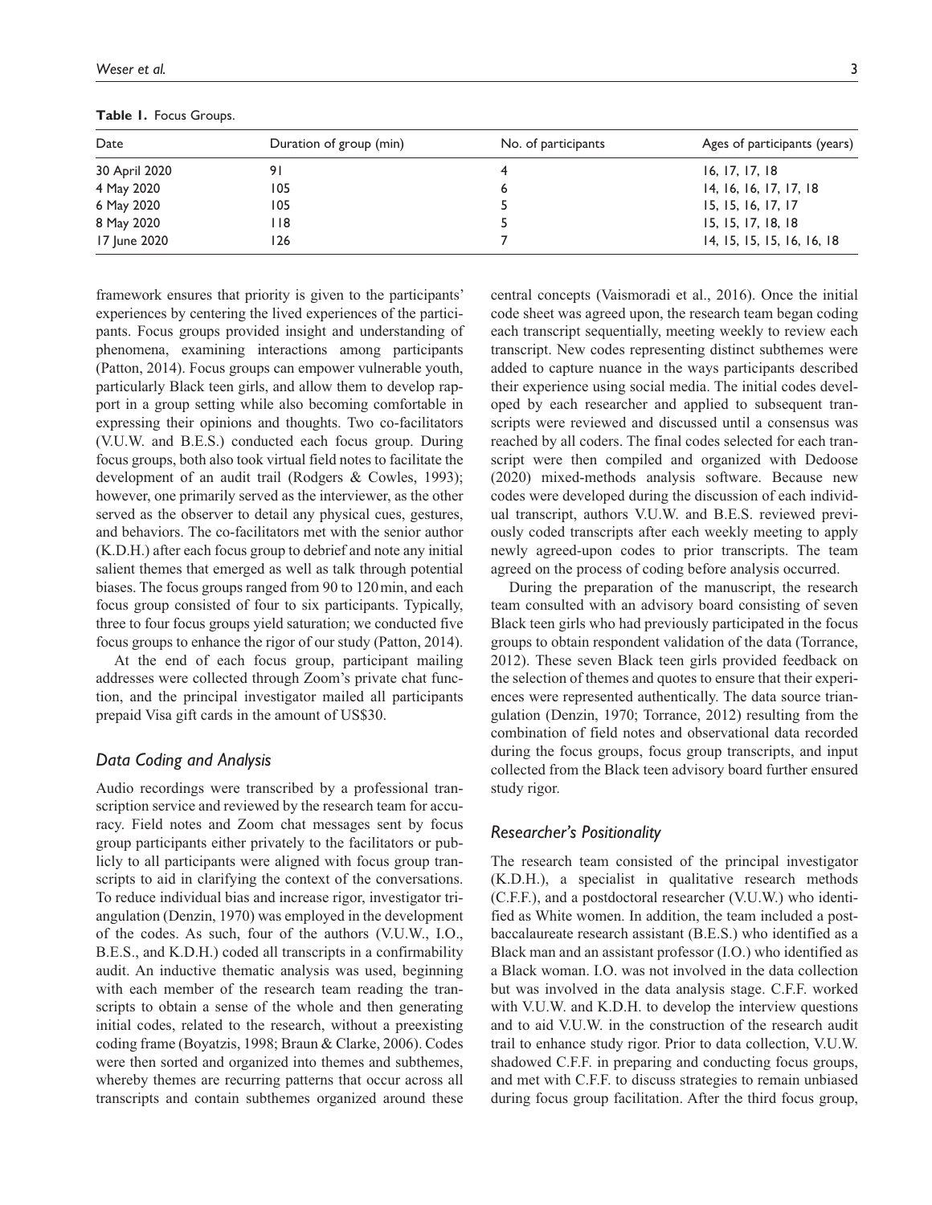**Table 1.** Focus Groups.

| Date | Duration of group (min) | No. of participants | Ages of participants (years) |
|---|---|---|---|
| 30 April 2020 | 91 | 4 | 16, 17, 17, 18 |
| 4 May 2020 | 105 | 6 | 14, 16, 16, 17, 17, 18 |
| 6 May 2020 | 105 | 5 | 15, 15, 16, 17, 17 |
| 8 May 2020 | 118 | 5 | 15, 15, 17, 18, 18 |
| 17 June 2020 | 126 | 7 | 14, 15, 15, 15, 16, 16, 18 |

framework ensures that priority is given to the participants' experiences by centering the lived experiences of the participants. Focus groups provided insight and understanding of phenomena, examining interactions among participants (Patton, 2014). Focus groups can empower vulnerable youth, particularly Black teen girls, and allow them to develop rapport in a group setting while also becoming comfortable in expressing their opinions and thoughts. Two co-facilitators (V.U.W. and B.E.S.) conducted each focus group. During focus groups, both also took virtual field notes to facilitate the development of an audit trail (Rodgers & Cowles, 1993); however, one primarily served as the interviewer, as the other served as the observer to detail any physical cues, gestures, and behaviors. The co-facilitators met with the senior author (K.D.H.) after each focus group to debrief and note any initial salient themes that emerged as well as talk through potential biases. The focus groups ranged from 90 to 120 min, and each focus group consisted of four to six participants. Typically, three to four focus groups yield saturation; we conducted five focus groups to enhance the rigor of our study (Patton, 2014).

At the end of each focus group, participant mailing addresses were collected through Zoom's private chat function, and the principal investigator mailed all participants prepaid Visa gift cards in the amount of US$30.

## Data Coding and Analysis

Audio recordings were transcribed by a professional transcription service and reviewed by the research team for accuracy. Field notes and Zoom chat messages sent by focus group participants either privately to the facilitators or publicly to all participants were aligned with focus group transcripts to aid in clarifying the context of the conversations. To reduce individual bias and increase rigor, investigator triangulation (Denzin, 1970) was employed in the development of the codes. As such, four of the authors (V.U.W., I.O., B.E.S., and K.D.H.) coded all transcripts in a confirmability audit. An inductive thematic analysis was used, beginning with each member of the research team reading the transcripts to obtain a sense of the whole and then generating initial codes, related to the research, without a preexisting coding frame (Boyatzis, 1998; Braun & Clarke, 2006). Codes were then sorted and organized into themes and subthemes, whereby themes are recurring patterns that occur across all transcripts and contain subthemes organized around these central concepts (Vaismoradi et al., 2016). Once the initial code sheet was agreed upon, the research team began coding each transcript sequentially, meeting weekly to review each transcript. New codes representing distinct subthemes were added to capture nuance in the ways participants described their experience using social media. The initial codes developed by each researcher and applied to subsequent transcripts were reviewed and discussed until a consensus was reached by all coders. The final codes selected for each transcript were then compiled and organized with Dedoose (2020) mixed-methods analysis software. Because new codes were developed during the discussion of each individual transcript, authors V.U.W. and B.E.S. reviewed previously coded transcripts after each weekly meeting to apply newly agreed-upon codes to prior transcripts. The team agreed on the process of coding before analysis occurred.

During the preparation of the manuscript, the research team consulted with an advisory board consisting of seven Black teen girls who had previously participated in the focus groups to obtain respondent validation of the data (Torrance, 2012). These seven Black teen girls provided feedback on the selection of themes and quotes to ensure that their experiences were represented authentically. The data source triangulation (Denzin, 1970; Torrance, 2012) resulting from the combination of field notes and observational data recorded during the focus groups, focus group transcripts, and input collected from the Black teen advisory board further ensured study rigor.

## Researcher's Positionality

The research team consisted of the principal investigator (K.D.H.), a specialist in qualitative research methods (C.F.F.), and a postdoctoral researcher (V.U.W.) who identified as White women. In addition, the team included a post-baccalaureate research assistant (B.E.S.) who identified as a Black man and an assistant professor (I.O.) who identified as a Black woman. I.O. was not involved in the data collection but was involved in the data analysis stage. C.F.F. worked with V.U.W. and K.D.H. to develop the interview questions and to aid V.U.W. in the construction of the research audit trail to enhance study rigor. Prior to data collection, V.U.W. shadowed C.F.F. in preparing and conducting focus groups, and met with C.F.F. to discuss strategies to remain unbiased during focus group facilitation. After the third focus group,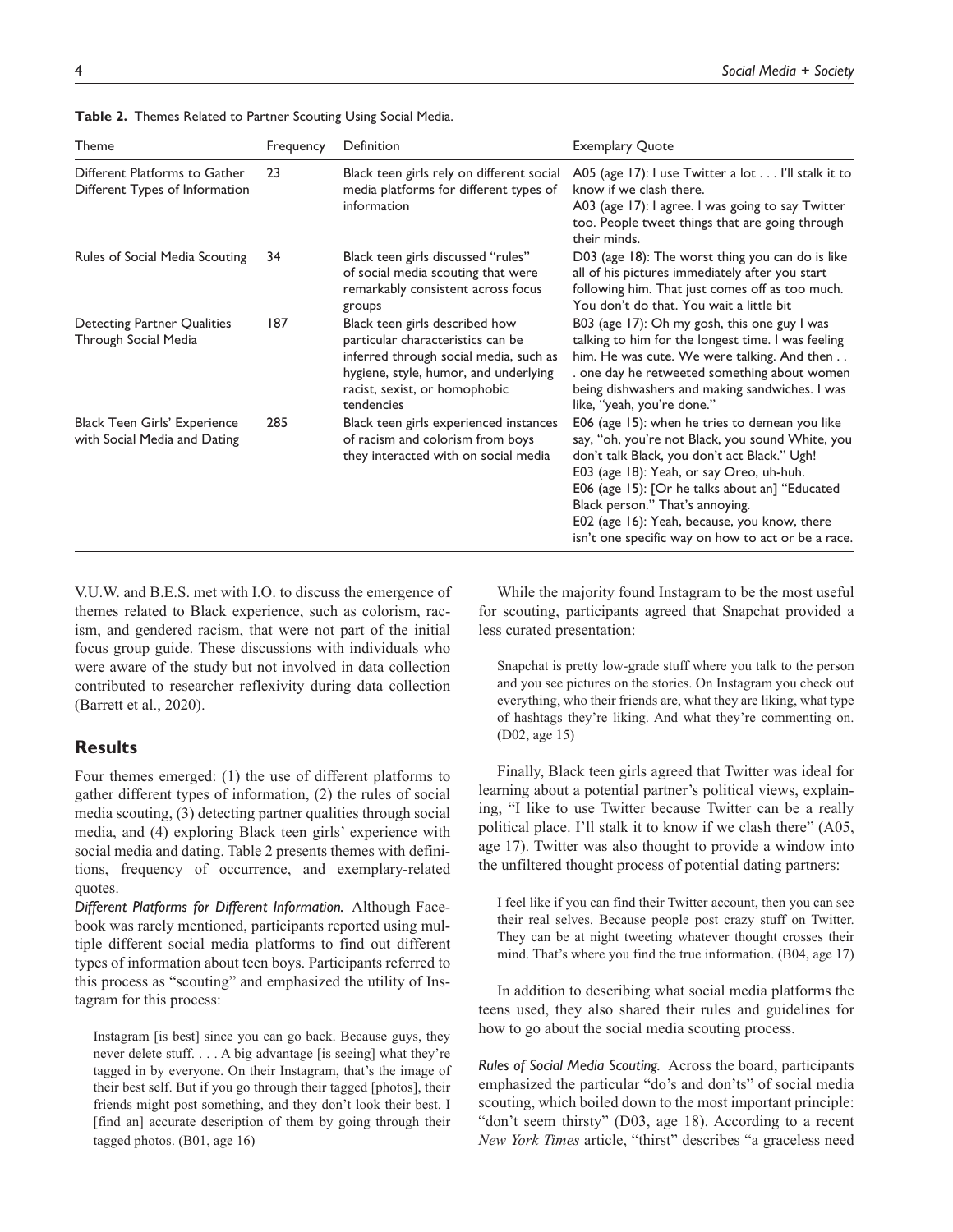**Table 2.** Themes Related to Partner Scouting Using Social Media.

| Theme | Frequency | Definition | Exemplary Quote |
| --- | --- | --- | --- |
| Different Platforms to Gather Different Types of Information | 23 | Black teen girls rely on different social media platforms for different types of information | A05 (age 17): I use Twitter a lot . . . I'll stalk it to know if we clash there. A03 (age 17): I agree. I was going to say Twitter too. People tweet things that are going through their minds. |
| Rules of Social Media Scouting | 34 | Black teen girls discussed "rules" of social media scouting that were remarkably consistent across focus groups | D03 (age 18): The worst thing you can do is like all of his pictures immediately after you start following him. That just comes off as too much. You don't do that. You wait a little bit |
| Detecting Partner Qualities Through Social Media | 187 | Black teen girls described how particular characteristics can be inferred through social media, such as hygiene, style, humor, and underlying racist, sexist, or homophobic tendencies | B03 (age 17): Oh my gosh, this one guy I was talking to him for the longest time. I was feeling him. He was cute. We were talking. And then . . . one day he retweeted something about women being dishwashers and making sandwiches. I was like, "yeah, you're done." |
| Black Teen Girls' Experience with Social Media and Dating | 285 | Black teen girls experienced instances of racism and colorism from boys they interacted with on social media | E06 (age 15): when he tries to demean you like say, "oh, you're not Black, you sound White, you don't talk Black, you don't act Black." Ugh! E03 (age 18): Yeah, or say Oreo, uh-huh. E06 (age 15): [Or he talks about an] "Educated Black person." That's annoying. E02 (age 16): Yeah, because, you know, there isn't one specific way on how to act or be a race. |

V.U.W. and B.E.S. met with I.O. to discuss the emergence of themes related to Black experience, such as colorism, racism, and gendered racism, that were not part of the initial focus group guide. These discussions with individuals who were aware of the study but not involved in data collection contributed to researcher reflexivity during data collection (Barrett et al., 2020).

## Results

Four themes emerged: (1) the use of different platforms to gather different types of information, (2) the rules of social media scouting, (3) detecting partner qualities through social media, and (4) exploring Black teen girls' experience with social media and dating. Table 2 presents themes with definitions, frequency of occurrence, and exemplary-related quotes.

*Different Platforms for Different Information.* Although Facebook was rarely mentioned, participants reported using multiple different social media platforms to find out different types of information about teen boys. Participants referred to this process as "scouting" and emphasized the utility of Instagram for this process:

> Instagram [is best] since you can go back. Because guys, they never delete stuff. . . . A big advantage [is seeing] what they're tagged in by everyone. On their Instagram, that's the image of their best self. But if you go through their tagged [photos], their friends might post something, and they don't look their best. I [find an] accurate description of them by going through their tagged photos. (B01, age 16)

While the majority found Instagram to be the most useful for scouting, participants agreed that Snapchat provided a less curated presentation:

> Snapchat is pretty low-grade stuff where you talk to the person and you see pictures on the stories. On Instagram you check out everything, who their friends are, what they are liking, what type of hashtags they're liking. And what they're commenting on. (D02, age 15)

Finally, Black teen girls agreed that Twitter was ideal for learning about a potential partner's political views, explaining, "I like to use Twitter because Twitter can be a really political place. I'll stalk it to know if we clash there" (A05, age 17). Twitter was also thought to provide a window into the unfiltered thought process of potential dating partners:

> I feel like if you can find their Twitter account, then you can see their real selves. Because people post crazy stuff on Twitter. They can be at night tweeting whatever thought crosses their mind. That's where you find the true information. (B04, age 17)

In addition to describing what social media platforms the teens used, they also shared their rules and guidelines for how to go about the social media scouting process.

*Rules of Social Media Scouting.* Across the board, participants emphasized the particular "do's and don'ts" of social media scouting, which boiled down to the most important principle: "don't seem thirsty" (D03, age 18). According to a recent *New York Times* article, "thirst" describes "a graceless need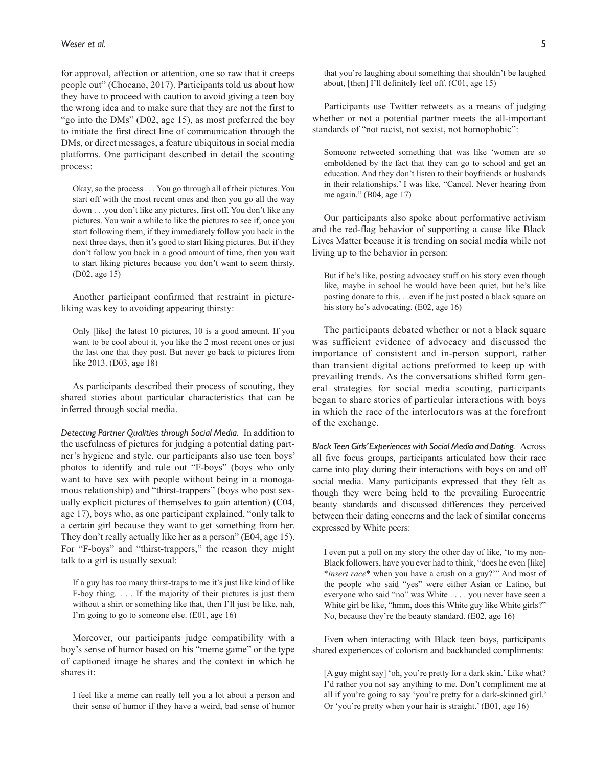for approval, affection or attention, one so raw that it creeps people out" (Chocano, 2017). Participants told us about how they have to proceed with caution to avoid giving a teen boy the wrong idea and to make sure that they are not the first to "go into the DMs" (D02, age 15), as most preferred the boy to initiate the first direct line of communication through the DMs, or direct messages, a feature ubiquitous in social media platforms. One participant described in detail the scouting process:

> Okay, so the process . . . You go through all of their pictures. You start off with the most recent ones and then you go all the way down . . .you don't like any pictures, first off. You don't like any pictures. You wait a while to like the pictures to see if, once you start following them, if they immediately follow you back in the next three days, then it's good to start liking pictures. But if they don't follow you back in a good amount of time, then you wait to start liking pictures because you don't want to seem thirsty. (D02, age 15)

Another participant confirmed that restraint in picture-liking was key to avoiding appearing thirsty:

> Only [like] the latest 10 pictures, 10 is a good amount. If you want to be cool about it, you like the 2 most recent ones or just the last one that they post. But never go back to pictures from like 2013. (D03, age 18)

As participants described their process of scouting, they shared stories about particular characteristics that can be inferred through social media.

*Detecting Partner Qualities through Social Media.* In addition to the usefulness of pictures for judging a potential dating partner's hygiene and style, our participants also use teen boys' photos to identify and rule out "F-boys" (boys who only want to have sex with people without being in a monogamous relationship) and "thirst-trappers" (boys who post sexually explicit pictures of themselves to gain attention) (C04, age 17), boys who, as one participant explained, "only talk to a certain girl because they want to get something from her. They don't really actually like her as a person" (E04, age 15). For "F-boys" and "thirst-trappers," the reason they might talk to a girl is usually sexual:

> If a guy has too many thirst-traps to me it's just like kind of like F-boy thing. . . . If the majority of their pictures is just them without a shirt or something like that, then I'll just be like, nah, I'm going to go to someone else. (E01, age 16)

Moreover, our participants judge compatibility with a boy's sense of humor based on his "meme game" or the type of captioned image he shares and the context in which he shares it:

> I feel like a meme can really tell you a lot about a person and their sense of humor if they have a weird, bad sense of humor that you're laughing about something that shouldn't be laughed about, [then] I'll definitely feel off. (C01, age 15)

Participants use Twitter retweets as a means of judging whether or not a potential partner meets the all-important standards of "not racist, not sexist, not homophobic":

> Someone retweeted something that was like 'women are so emboldened by the fact that they can go to school and get an education. And they don't listen to their boyfriends or husbands in their relationships.' I was like, "Cancel. Never hearing from me again." (B04, age 17)

Our participants also spoke about performative activism and the red-flag behavior of supporting a cause like Black Lives Matter because it is trending on social media while not living up to the behavior in person:

> But if he's like, posting advocacy stuff on his story even though like, maybe in school he would have been quiet, but he's like posting donate to this. . .even if he just posted a black square on his story he's advocating. (E02, age 16)

The participants debated whether or not a black square was sufficient evidence of advocacy and discussed the importance of consistent and in-person support, rather than transient digital actions preformed to keep up with prevailing trends. As the conversations shifted form general strategies for social media scouting, participants began to share stories of particular interactions with boys in which the race of the interlocutors was at the forefront of the exchange.

*Black Teen Girls' Experiences with Social Media and Dating.* Across all five focus groups, participants articulated how their race came into play during their interactions with boys on and off social media. Many participants expressed that they felt as though they were being held to the prevailing Eurocentric beauty standards and discussed differences they perceived between their dating concerns and the lack of similar concerns expressed by White peers:

> I even put a poll on my story the other day of like, 'to my non-Black followers, have you ever had to think, "does he even [like] \**insert race*\* when you have a crush on a guy?"' And most of the people who said "yes" were either Asian or Latino, but everyone who said "no" was White . . . . you never have seen a White girl be like, "hmm, does this White guy like White girls?" No, because they're the beauty standard. (E02, age 16)

Even when interacting with Black teen boys, participants shared experiences of colorism and backhanded compliments:

> [A guy might say] 'oh, you're pretty for a dark skin.' Like what? I'd rather you not say anything to me. Don't compliment me at all if you're going to say 'you're pretty for a dark-skinned girl.' Or 'you're pretty when your hair is straight.' (B01, age 16)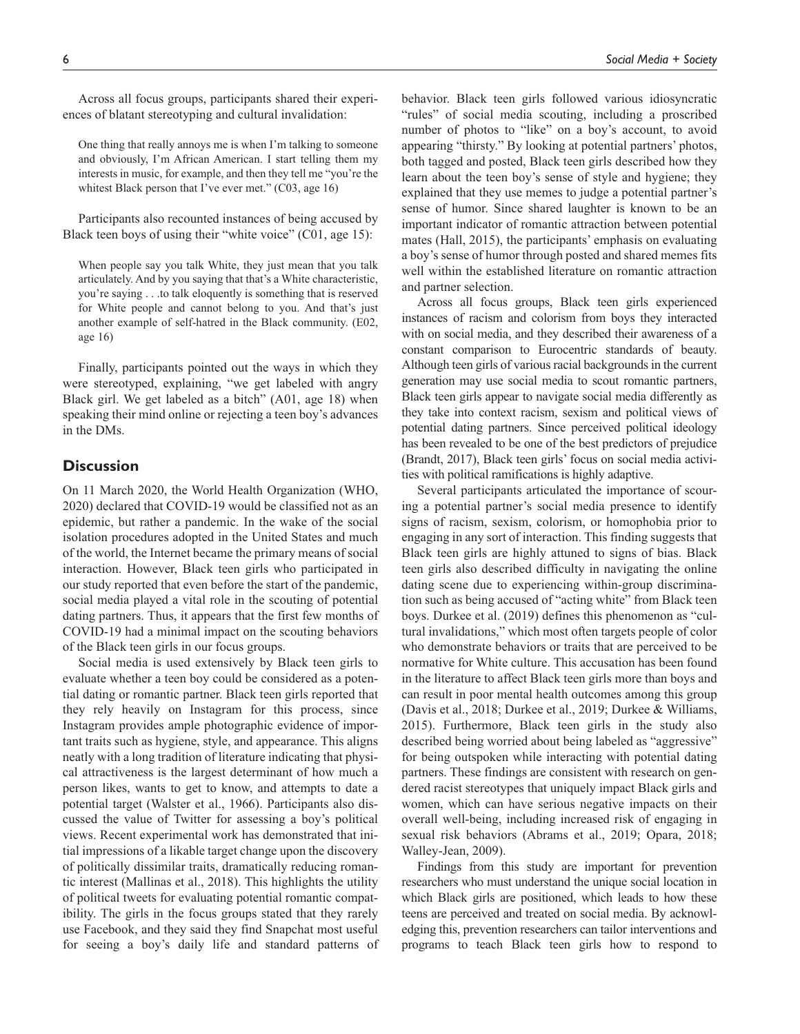Across all focus groups, participants shared their experiences of blatant stereotyping and cultural invalidation:

> One thing that really annoys me is when I'm talking to someone and obviously, I'm African American. I start telling them my interests in music, for example, and then they tell me "you're the whitest Black person that I've ever met." (C03, age 16)

Participants also recounted instances of being accused by Black teen boys of using their "white voice" (C01, age 15):

> When people say you talk White, they just mean that you talk articulately. And by you saying that that's a White characteristic, you're saying . . .to talk eloquently is something that is reserved for White people and cannot belong to you. And that's just another example of self-hatred in the Black community. (E02, age 16)

Finally, participants pointed out the ways in which they were stereotyped, explaining, "we get labeled with angry Black girl. We get labeled as a bitch" (A01, age 18) when speaking their mind online or rejecting a teen boy's advances in the DMs.

## Discussion

On 11 March 2020, the World Health Organization (WHO, 2020) declared that COVID-19 would be classified not as an epidemic, but rather a pandemic. In the wake of the social isolation procedures adopted in the United States and much of the world, the Internet became the primary means of social interaction. However, Black teen girls who participated in our study reported that even before the start of the pandemic, social media played a vital role in the scouting of potential dating partners. Thus, it appears that the first few months of COVID-19 had a minimal impact on the scouting behaviors of the Black teen girls in our focus groups.

Social media is used extensively by Black teen girls to evaluate whether a teen boy could be considered as a potential dating or romantic partner. Black teen girls reported that they rely heavily on Instagram for this process, since Instagram provides ample photographic evidence of important traits such as hygiene, style, and appearance. This aligns neatly with a long tradition of literature indicating that physical attractiveness is the largest determinant of how much a person likes, wants to get to know, and attempts to date a potential target (Walster et al., 1966). Participants also discussed the value of Twitter for assessing a boy's political views. Recent experimental work has demonstrated that initial impressions of a likable target change upon the discovery of politically dissimilar traits, dramatically reducing romantic interest (Mallinas et al., 2018). This highlights the utility of political tweets for evaluating potential romantic compatibility. The girls in the focus groups stated that they rarely use Facebook, and they said they find Snapchat most useful for seeing a boy's daily life and standard patterns of behavior. Black teen girls followed various idiosyncratic "rules" of social media scouting, including a proscribed number of photos to "like" on a boy's account, to avoid appearing "thirsty." By looking at potential partners' photos, both tagged and posted, Black teen girls described how they learn about the teen boy's sense of style and hygiene; they explained that they use memes to judge a potential partner's sense of humor. Since shared laughter is known to be an important indicator of romantic attraction between potential mates (Hall, 2015), the participants' emphasis on evaluating a boy's sense of humor through posted and shared memes fits well within the established literature on romantic attraction and partner selection.

Across all focus groups, Black teen girls experienced instances of racism and colorism from boys they interacted with on social media, and they described their awareness of a constant comparison to Eurocentric standards of beauty. Although teen girls of various racial backgrounds in the current generation may use social media to scout romantic partners, Black teen girls appear to navigate social media differently as they take into context racism, sexism and political views of potential dating partners. Since perceived political ideology has been revealed to be one of the best predictors of prejudice (Brandt, 2017), Black teen girls' focus on social media activities with political ramifications is highly adaptive.

Several participants articulated the importance of scouring a potential partner's social media presence to identify signs of racism, sexism, colorism, or homophobia prior to engaging in any sort of interaction. This finding suggests that Black teen girls are highly attuned to signs of bias. Black teen girls also described difficulty in navigating the online dating scene due to experiencing within-group discrimination such as being accused of "acting white" from Black teen boys. Durkee et al. (2019) defines this phenomenon as "cultural invalidations," which most often targets people of color who demonstrate behaviors or traits that are perceived to be normative for White culture. This accusation has been found in the literature to affect Black teen girls more than boys and can result in poor mental health outcomes among this group (Davis et al., 2018; Durkee et al., 2019; Durkee & Williams, 2015). Furthermore, Black teen girls in the study also described being worried about being labeled as "aggressive" for being outspoken while interacting with potential dating partners. These findings are consistent with research on gendered racist stereotypes that uniquely impact Black girls and women, which can have serious negative impacts on their overall well-being, including increased risk of engaging in sexual risk behaviors (Abrams et al., 2019; Opara, 2018; Walley-Jean, 2009).

Findings from this study are important for prevention researchers who must understand the unique social location in which Black girls are positioned, which leads to how these teens are perceived and treated on social media. By acknowledging this, prevention researchers can tailor interventions and programs to teach Black teen girls how to respond to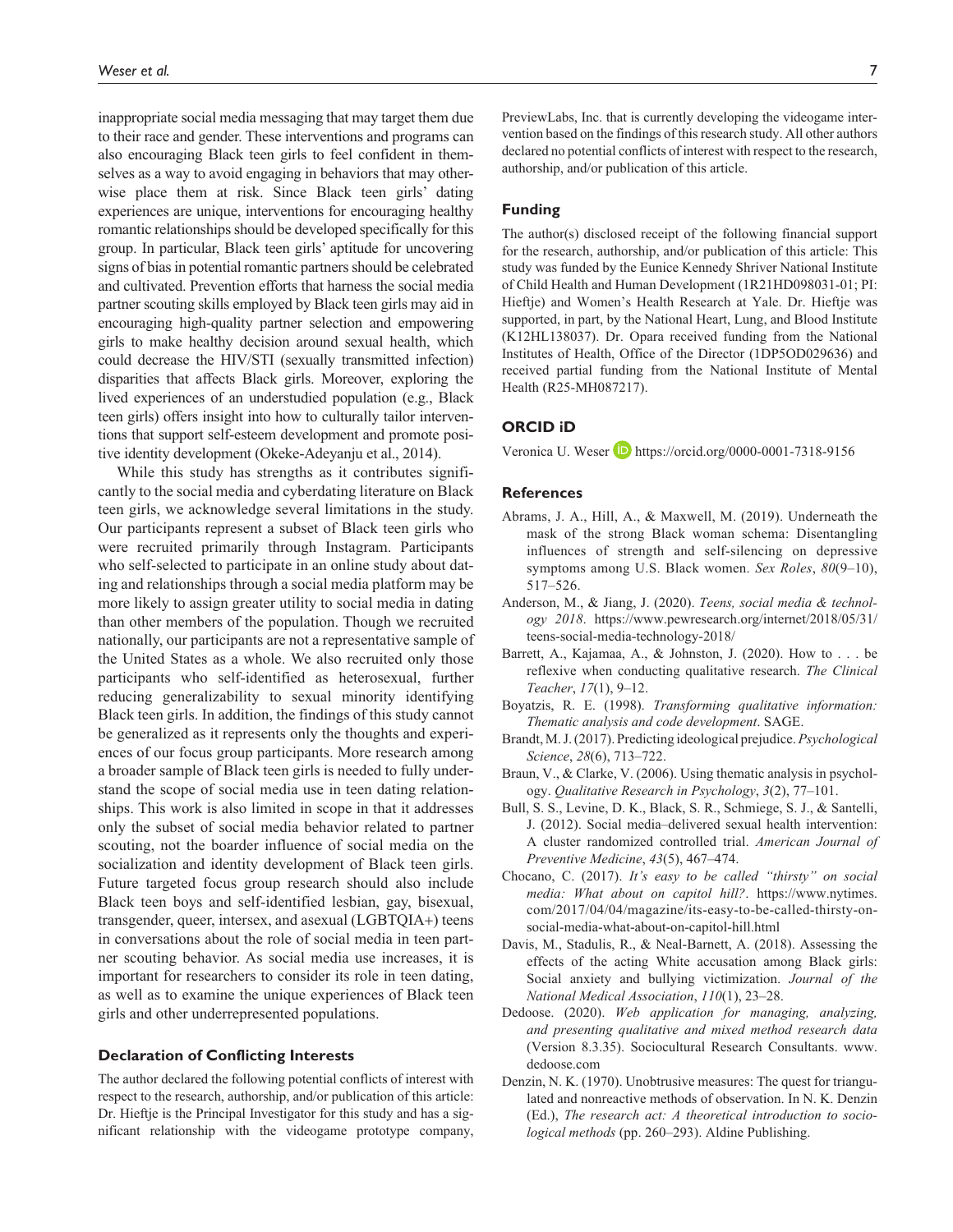inappropriate social media messaging that may target them due to their race and gender. These interventions and programs can also encouraging Black teen girls to feel confident in themselves as a way to avoid engaging in behaviors that may otherwise place them at risk. Since Black teen girls' dating experiences are unique, interventions for encouraging healthy romantic relationships should be developed specifically for this group. In particular, Black teen girls' aptitude for uncovering signs of bias in potential romantic partners should be celebrated and cultivated. Prevention efforts that harness the social media partner scouting skills employed by Black teen girls may aid in encouraging high-quality partner selection and empowering girls to make healthy decision around sexual health, which could decrease the HIV/STI (sexually transmitted infection) disparities that affects Black girls. Moreover, exploring the lived experiences of an understudied population (e.g., Black teen girls) offers insight into how to culturally tailor interventions that support self-esteem development and promote positive identity development (Okeke-Adeyanju et al., 2014).

While this study has strengths as it contributes significantly to the social media and cyberdating literature on Black teen girls, we acknowledge several limitations in the study. Our participants represent a subset of Black teen girls who were recruited primarily through Instagram. Participants who self-selected to participate in an online study about dating and relationships through a social media platform may be more likely to assign greater utility to social media in dating than other members of the population. Though we recruited nationally, our participants are not a representative sample of the United States as a whole. We also recruited only those participants who self-identified as heterosexual, further reducing generalizability to sexual minority identifying Black teen girls. In addition, the findings of this study cannot be generalized as it represents only the thoughts and experiences of our focus group participants. More research among a broader sample of Black teen girls is needed to fully understand the scope of social media use in teen dating relationships. This work is also limited in scope in that it addresses only the subset of social media behavior related to partner scouting, not the boarder influence of social media on the socialization and identity development of Black teen girls. Future targeted focus group research should also include Black teen boys and self-identified lesbian, gay, bisexual, transgender, queer, intersex, and asexual (LGBTQIA+) teens in conversations about the role of social media in teen partner scouting behavior. As social media use increases, it is important for researchers to consider its role in teen dating, as well as to examine the unique experiences of Black teen girls and other underrepresented populations.

## Declaration of Conflicting Interests

The author declared the following potential conflicts of interest with respect to the research, authorship, and/or publication of this article: Dr. Hieftje is the Principal Investigator for this study and has a significant relationship with the videogame prototype company, PreviewLabs, Inc. that is currently developing the videogame intervention based on the findings of this research study. All other authors declared no potential conflicts of interest with respect to the research, authorship, and/or publication of this article.

## Funding

The author(s) disclosed receipt of the following financial support for the research, authorship, and/or publication of this article: This study was funded by the Eunice Kennedy Shriver National Institute of Child Health and Human Development (1R21HD098031-01; PI: Hieftje) and Women's Health Research at Yale. Dr. Hieftje was supported, in part, by the National Heart, Lung, and Blood Institute (K12HL138037). Dr. Opara received funding from the National Institutes of Health, Office of the Director (1DP5OD029636) and received partial funding from the National Institute of Mental Health (R25-MH087217).

## ORCID iD

Veronica U. Weser https://orcid.org/0000-0001-7318-9156

## References

Abrams, J. A., Hill, A., & Maxwell, M. (2019). Underneath the mask of the strong Black woman schema: Disentangling influences of strength and self-silencing on depressive symptoms among U.S. Black women. *Sex Roles*, *80*(9–10), 517–526.

Anderson, M., & Jiang, J. (2020). *Teens, social media & technology 2018*. https://www.pewresearch.org/internet/2018/05/31/teens-social-media-technology-2018/

Barrett, A., Kajamaa, A., & Johnston, J. (2020). How to . . . be reflexive when conducting qualitative research. *The Clinical Teacher*, *17*(1), 9–12.

Boyatzis, R. E. (1998). *Transforming qualitative information: Thematic analysis and code development*. SAGE.

Brandt, M. J. (2017). Predicting ideological prejudice. *Psychological Science*, *28*(6), 713–722.

Braun, V., & Clarke, V. (2006). Using thematic analysis in psychology. *Qualitative Research in Psychology*, *3*(2), 77–101.

Bull, S. S., Levine, D. K., Black, S. R., Schmiege, S. J., & Santelli, J. (2012). Social media–delivered sexual health intervention: A cluster randomized controlled trial. *American Journal of Preventive Medicine*, *43*(5), 467–474.

Chocano, C. (2017). *It's easy to be called "thirsty" on social media: What about on capitol hill?*. https://www.nytimes.com/2017/04/04/magazine/its-easy-to-be-called-thirsty-on-social-media-what-about-on-capitol-hill.html

Davis, M., Stadulis, R., & Neal-Barnett, A. (2018). Assessing the effects of the acting White accusation among Black girls: Social anxiety and bullying victimization. *Journal of the National Medical Association*, *110*(1), 23–28.

Dedoose. (2020). *Web application for managing, analyzing, and presenting qualitative and mixed method research data* (Version 8.3.35). Sociocultural Research Consultants. www.dedoose.com

Denzin, N. K. (1970). Unobtrusive measures: The quest for triangulated and nonreactive methods of observation. In N. K. Denzin (Ed.), *The research act: A theoretical introduction to sociological methods* (pp. 260–293). Aldine Publishing.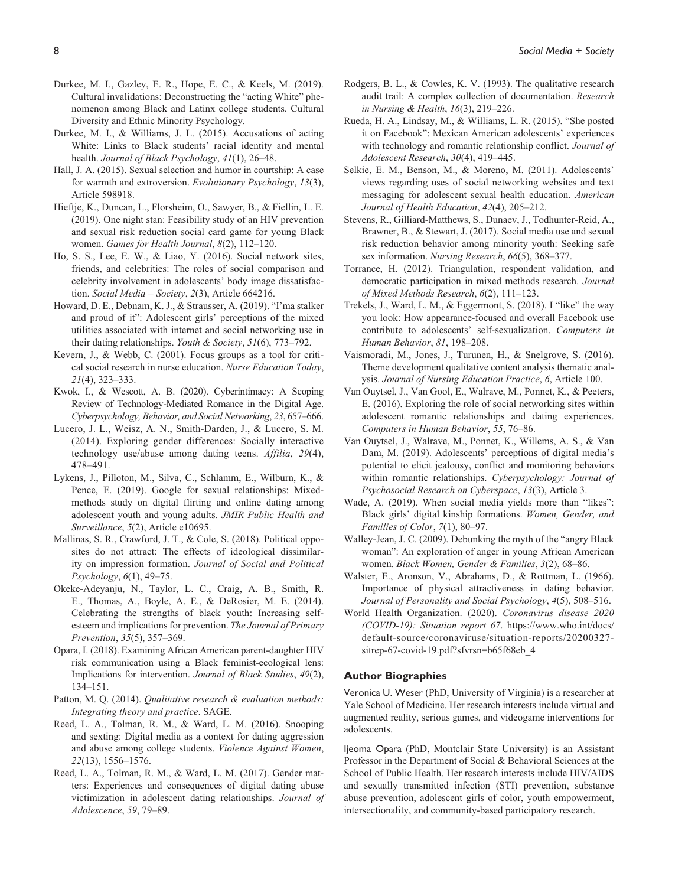Durkee, M. I., Gazley, E. R., Hope, E. C., & Keels, M. (2019). Cultural invalidations: Deconstructing the "acting White" phenomenon among Black and Latinx college students. Cultural Diversity and Ethnic Minority Psychology.

Durkee, M. I., & Williams, J. L. (2015). Accusations of acting White: Links to Black students' racial identity and mental health. *Journal of Black Psychology*, *41*(1), 26–48.

Hall, J. A. (2015). Sexual selection and humor in courtship: A case for warmth and extroversion. *Evolutionary Psychology*, *13*(3), Article 598918.

Hieftje, K., Duncan, L., Florsheim, O., Sawyer, B., & Fiellin, L. E. (2019). One night stan: Feasibility study of an HIV prevention and sexual risk reduction social card game for young Black women. *Games for Health Journal*, *8*(2), 112–120.

Ho, S. S., Lee, E. W., & Liao, Y. (2016). Social network sites, friends, and celebrities: The roles of social comparison and celebrity involvement in adolescents' body image dissatisfaction. *Social Media + Society*, *2*(3), Article 664216.

Howard, D. E., Debnam, K. J., & Strausser, A. (2019). "I'ma stalker and proud of it": Adolescent girls' perceptions of the mixed utilities associated with internet and social networking use in their dating relationships. *Youth & Society*, *51*(6), 773–792.

Kevern, J., & Webb, C. (2001). Focus groups as a tool for critical social research in nurse education. *Nurse Education Today*, *21*(4), 323–333.

Kwok, I., & Wescott, A. B. (2020). Cyberintimacy: A Scoping Review of Technology-Mediated Romance in the Digital Age. *Cyberpsychology, Behavior, and Social Networking*, *23*, 657–666.

Lucero, J. L., Weisz, A. N., Smith-Darden, J., & Lucero, S. M. (2014). Exploring gender differences: Socially interactive technology use/abuse among dating teens. *Affilia*, *29*(4), 478–491.

Lykens, J., Pilloton, M., Silva, C., Schlamm, E., Wilburn, K., & Pence, E. (2019). Google for sexual relationships: Mixed-methods study on digital flirting and online dating among adolescent youth and young adults. *JMIR Public Health and Surveillance*, *5*(2), Article e10695.

Mallinas, S. R., Crawford, J. T., & Cole, S. (2018). Political opposites do not attract: The effects of ideological dissimilarity on impression formation. *Journal of Social and Political Psychology*, *6*(1), 49–75.

Okeke-Adeyanju, N., Taylor, L. C., Craig, A. B., Smith, R. E., Thomas, A., Boyle, A. E., & DeRosier, M. E. (2014). Celebrating the strengths of black youth: Increasing self-esteem and implications for prevention. *The Journal of Primary Prevention*, *35*(5), 357–369.

Opara, I. (2018). Examining African American parent-daughter HIV risk communication using a Black feminist-ecological lens: Implications for intervention. *Journal of Black Studies*, *49*(2), 134–151.

Patton, M. Q. (2014). *Qualitative research & evaluation methods: Integrating theory and practice*. SAGE.

Reed, L. A., Tolman, R. M., & Ward, L. M. (2016). Snooping and sexting: Digital media as a context for dating aggression and abuse among college students. *Violence Against Women*, *22*(13), 1556–1576.

Reed, L. A., Tolman, R. M., & Ward, L. M. (2017). Gender matters: Experiences and consequences of digital dating abuse victimization in adolescent dating relationships. *Journal of Adolescence*, *59*, 79–89.

Rodgers, B. L., & Cowles, K. V. (1993). The qualitative research audit trail: A complex collection of documentation. *Research in Nursing & Health*, *16*(3), 219–226.

Rueda, H. A., Lindsay, M., & Williams, L. R. (2015). "She posted it on Facebook": Mexican American adolescents' experiences with technology and romantic relationship conflict. *Journal of Adolescent Research*, *30*(4), 419–445.

Selkie, E. M., Benson, M., & Moreno, M. (2011). Adolescents' views regarding uses of social networking websites and text messaging for adolescent sexual health education. *American Journal of Health Education*, *42*(4), 205–212.

Stevens, R., Gilliard-Matthews, S., Dunaev, J., Todhunter-Reid, A., Brawner, B., & Stewart, J. (2017). Social media use and sexual risk reduction behavior among minority youth: Seeking safe sex information. *Nursing Research*, *66*(5), 368–377.

Torrance, H. (2012). Triangulation, respondent validation, and democratic participation in mixed methods research. *Journal of Mixed Methods Research*, *6*(2), 111–123.

Trekels, J., Ward, L. M., & Eggermont, S. (2018). I "like" the way you look: How appearance-focused and overall Facebook use contribute to adolescents' self-sexualization. *Computers in Human Behavior*, *81*, 198–208.

Vaismoradi, M., Jones, J., Turunen, H., & Snelgrove, S. (2016). Theme development qualitative content analysis thematic analysis. *Journal of Nursing Education Practice*, *6*, Article 100.

Van Ouytsel, J., Van Gool, E., Walrave, M., Ponnet, K., & Peeters, E. (2016). Exploring the role of social networking sites within adolescent romantic relationships and dating experiences. *Computers in Human Behavior*, *55*, 76–86.

Van Ouytsel, J., Walrave, M., Ponnet, K., Willems, A. S., & Van Dam, M. (2019). Adolescents' perceptions of digital media's potential to elicit jealousy, conflict and monitoring behaviors within romantic relationships. *Cyberpsychology: Journal of Psychosocial Research on Cyberspace*, *13*(3), Article 3.

Wade, A. (2019). When social media yields more than "likes": Black girls' digital kinship formations. *Women, Gender, and Families of Color*, *7*(1), 80–97.

Walley-Jean, J. C. (2009). Debunking the myth of the "angry Black woman": An exploration of anger in young African American women. *Black Women, Gender & Families*, *3*(2), 68–86.

Walster, E., Aronson, V., Abrahams, D., & Rottman, L. (1966). Importance of physical attractiveness in dating behavior. *Journal of Personality and Social Psychology*, *4*(5), 508–516.

World Health Organization. (2020). *Coronavirus disease 2020 (COVID-19): Situation report 67*. https://www.who.int/docs/default-source/coronaviruse/situation-reports/20200327-sitrep-67-covid-19.pdf?sfvrsn=b65f68eb_4

## Author Biographies

Veronica U. Weser (PhD, University of Virginia) is a researcher at Yale School of Medicine. Her research interests include virtual and augmented reality, serious games, and videogame interventions for adolescents.

Ijeoma Opara (PhD, Montclair State University) is an Assistant Professor in the Department of Social & Behavioral Sciences at the School of Public Health. Her research interests include HIV/AIDS and sexually transmitted infection (STI) prevention, substance abuse prevention, adolescent girls of color, youth empowerment, intersectionality, and community-based participatory research.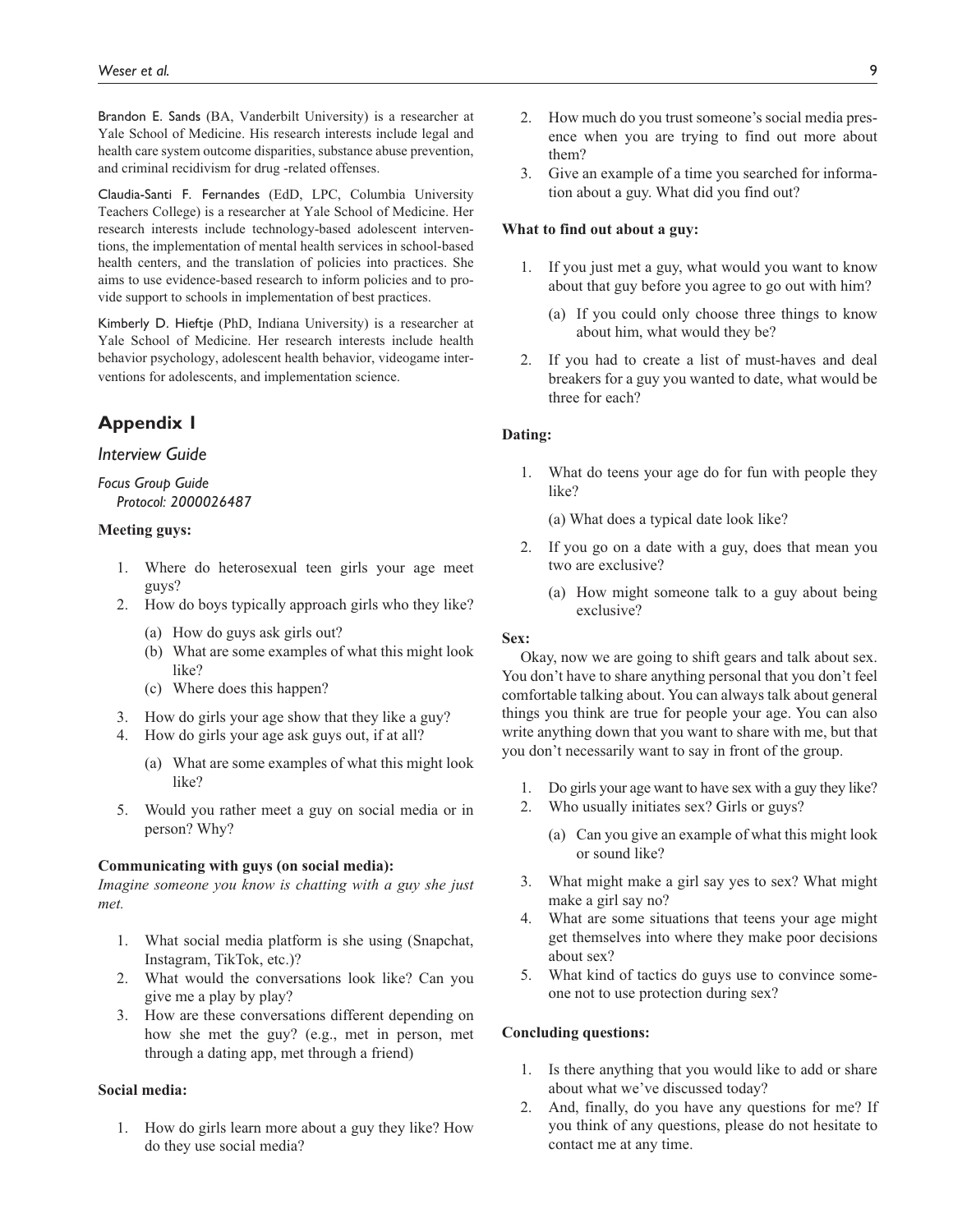Brandon E. Sands (BA, Vanderbilt University) is a researcher at Yale School of Medicine. His research interests include legal and health care system outcome disparities, substance abuse prevention, and criminal recidivism for drug -related offenses.

Claudia-Santi F. Fernandes (EdD, LPC, Columbia University Teachers College) is a researcher at Yale School of Medicine. Her research interests include technology-based adolescent interventions, the implementation of mental health services in school-based health centers, and the translation of policies into practices. She aims to use evidence-based research to inform policies and to provide support to schools in implementation of best practices.

Kimberly D. Hieftje (PhD, Indiana University) is a researcher at Yale School of Medicine. Her research interests include health behavior psychology, adolescent health behavior, videogame interventions for adolescents, and implementation science.

## Appendix 1

### *Interview Guide*

*Focus Group Guide*
*Protocol: 2000026487*

**Meeting guys:**

1. Where do heterosexual teen girls your age meet guys?
2. How do boys typically approach girls who they like?
   (a) How do guys ask girls out?
   (b) What are some examples of what this might look like?
   (c) Where does this happen?
3. How do girls your age show that they like a guy?
4. How do girls your age ask guys out, if at all?
   (a) What are some examples of what this might look like?
5. Would you rather meet a guy on social media or in person? Why?

**Communicating with guys (on social media):**

*Imagine someone you know is chatting with a guy she just met.*

1. What social media platform is she using (Snapchat, Instagram, TikTok, etc.)?
2. What would the conversations look like? Can you give me a play by play?
3. How are these conversations different depending on how she met the guy? (e.g., met in person, met through a dating app, met through a friend)

**Social media:**

1. How do girls learn more about a guy they like? How do they use social media?
2. How much do you trust someone's social media presence when you are trying to find out more about them?
3. Give an example of a time you searched for information about a guy. What did you find out?

**What to find out about a guy:**

1. If you just met a guy, what would you want to know about that guy before you agree to go out with him?
   (a) If you could only choose three things to know about him, what would they be?
2. If you had to create a list of must-haves and deal breakers for a guy you wanted to date, what would be three for each?

**Dating:**

1. What do teens your age do for fun with people they like?
   (a) What does a typical date look like?
2. If you go on a date with a guy, does that mean you two are exclusive?
   (a) How might someone talk to a guy about being exclusive?

**Sex:**

Okay, now we are going to shift gears and talk about sex. You don't have to share anything personal that you don't feel comfortable talking about. You can always talk about general things you think are true for people your age. You can also write anything down that you want to share with me, but that you don't necessarily want to say in front of the group.

1. Do girls your age want to have sex with a guy they like?
2. Who usually initiates sex? Girls or guys?
   (a) Can you give an example of what this might look or sound like?
3. What might make a girl say yes to sex? What might make a girl say no?
4. What are some situations that teens your age might get themselves into where they make poor decisions about sex?
5. What kind of tactics do guys use to convince someone not to use protection during sex?

**Concluding questions:**

1. Is there anything that you would like to add or share about what we've discussed today?
2. And, finally, do you have any questions for me? If you think of any questions, please do not hesitate to contact me at any time.